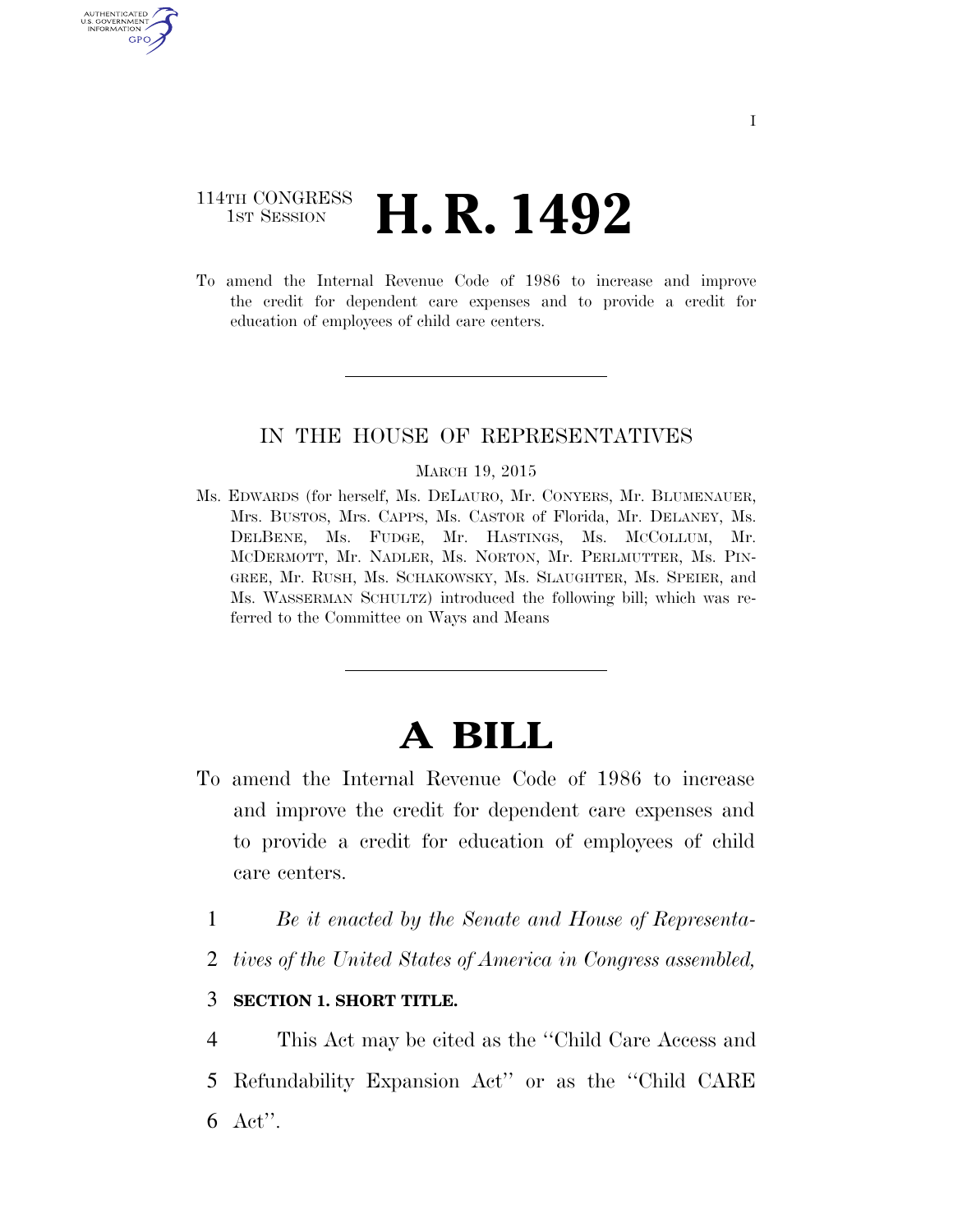114TH CONGRESS
1ST SESSION

# H. R. 1492

To amend the Internal Revenue Code of 1986 to increase and improve the credit for dependent care expenses and to provide a credit for education of employees of child care centers.

IN THE HOUSE OF REPRESENTATIVES

MARCH 19, 2015

Ms. EDWARDS (for herself, Ms. DELAURO, Mr. CONYERS, Mr. BLUMENAUER, Mrs. BUSTOS, Mrs. CAPPS, Ms. CASTOR of Florida, Mr. DELANEY, Ms. DELBENE, Ms. FUDGE, Mr. HASTINGS, Ms. MCCOLLUM, Mr. MCDERMOTT, Mr. NADLER, Ms. NORTON, Mr. PERLMUTTER, Ms. PINGREE, Mr. RUSH, Ms. SCHAKOWSKY, Ms. SLAUGHTER, Ms. SPEIER, and Ms. WASSERMAN SCHULTZ) introduced the following bill; which was referred to the Committee on Ways and Means

# A BILL

To amend the Internal Revenue Code of 1986 to increase and improve the credit for dependent care expenses and to provide a credit for education of employees of child care centers.

1 *Be it enacted by the Senate and House of Representa-*
2 *tives of the United States of America in Congress assembled,*

3 **SECTION 1. SHORT TITLE.**

4 This Act may be cited as the ''Child Care Access and
5 Refundability Expansion Act'' or as the ''Child CARE
6 Act''.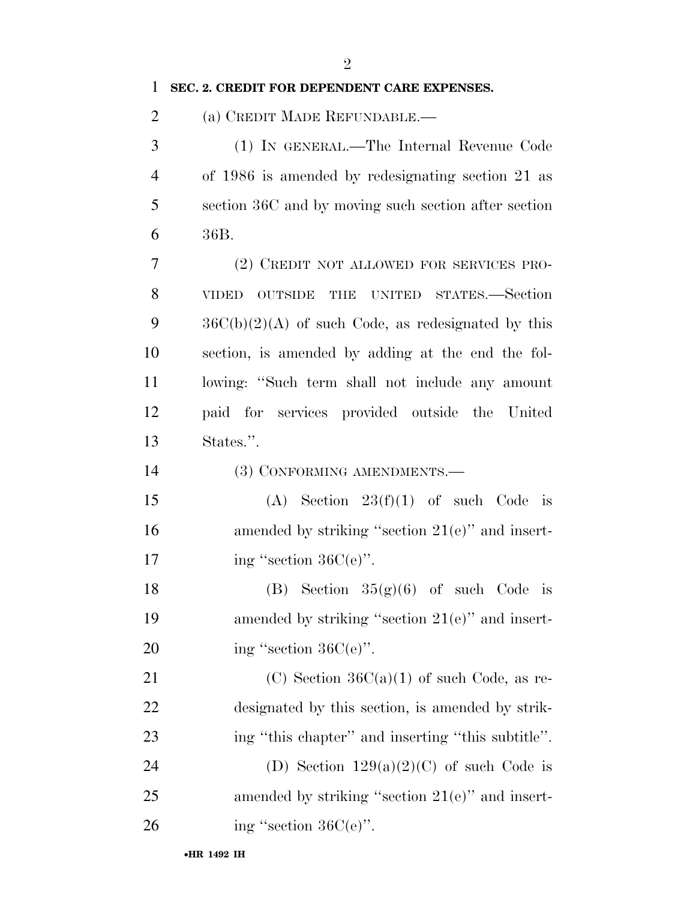**SEC. 2. CREDIT FOR DEPENDENT CARE EXPENSES.**

(a) CREDIT MADE REFUNDABLE.—

(1) IN GENERAL.—The Internal Revenue Code of 1986 is amended by redesignating section 21 as section 36C and by moving such section after section 36B.

(2) CREDIT NOT ALLOWED FOR SERVICES PROVIDED OUTSIDE THE UNITED STATES.—Section 36C(b)(2)(A) of such Code, as redesignated by this section, is amended by adding at the end the following: "Such term shall not include any amount paid for services provided outside the United States.".

(3) CONFORMING AMENDMENTS.—

(A) Section 23(f)(1) of such Code is amended by striking "section 21(e)" and inserting "section 36C(e)".

(B) Section 35(g)(6) of such Code is amended by striking "section 21(e)" and inserting "section 36C(e)".

(C) Section 36C(a)(1) of such Code, as redesignated by this section, is amended by striking "this chapter" and inserting "this subtitle".

(D) Section 129(a)(2)(C) of such Code is amended by striking "section 21(e)" and inserting "section 36C(e)".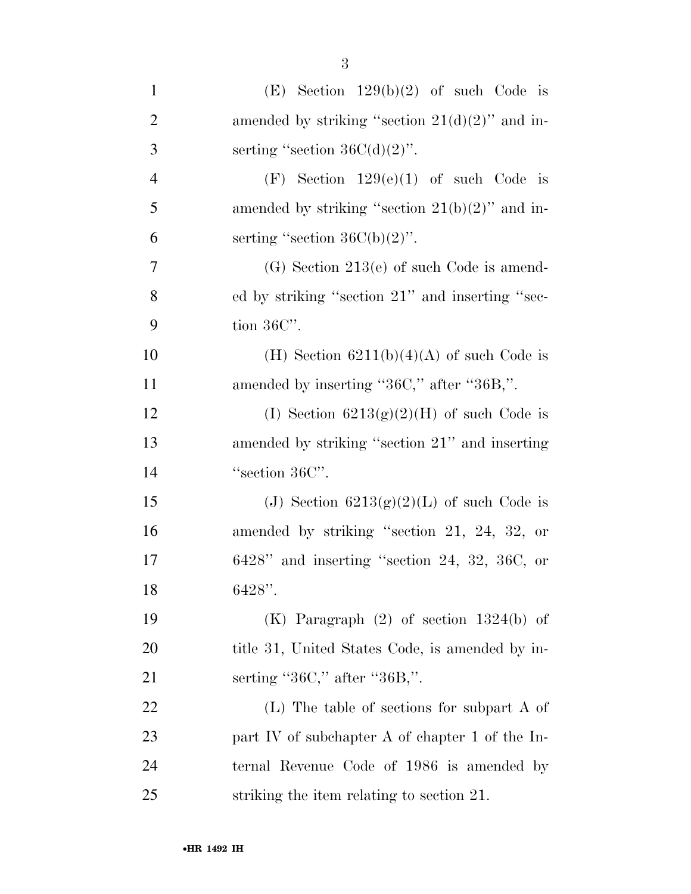(E) Section 129(b)(2) of such Code is amended by striking ''section 21(d)(2)'' and inserting ''section 36C(d)(2)''.

(F) Section 129(e)(1) of such Code is amended by striking ''section 21(b)(2)'' and inserting ''section 36C(b)(2)''.

(G) Section 213(e) of such Code is amended by striking ''section 21'' and inserting ''section 36C''.

(H) Section 6211(b)(4)(A) of such Code is amended by inserting ''36C,'' after ''36B,''.

(I) Section 6213(g)(2)(H) of such Code is amended by striking ''section 21'' and inserting ''section 36C''.

(J) Section 6213(g)(2)(L) of such Code is amended by striking ''section 21, 24, 32, or 6428'' and inserting ''section 24, 32, 36C, or 6428''.

(K) Paragraph (2) of section 1324(b) of title 31, United States Code, is amended by inserting ''36C,'' after ''36B,''.

(L) The table of sections for subpart A of part IV of subchapter A of chapter 1 of the Internal Revenue Code of 1986 is amended by striking the item relating to section 21.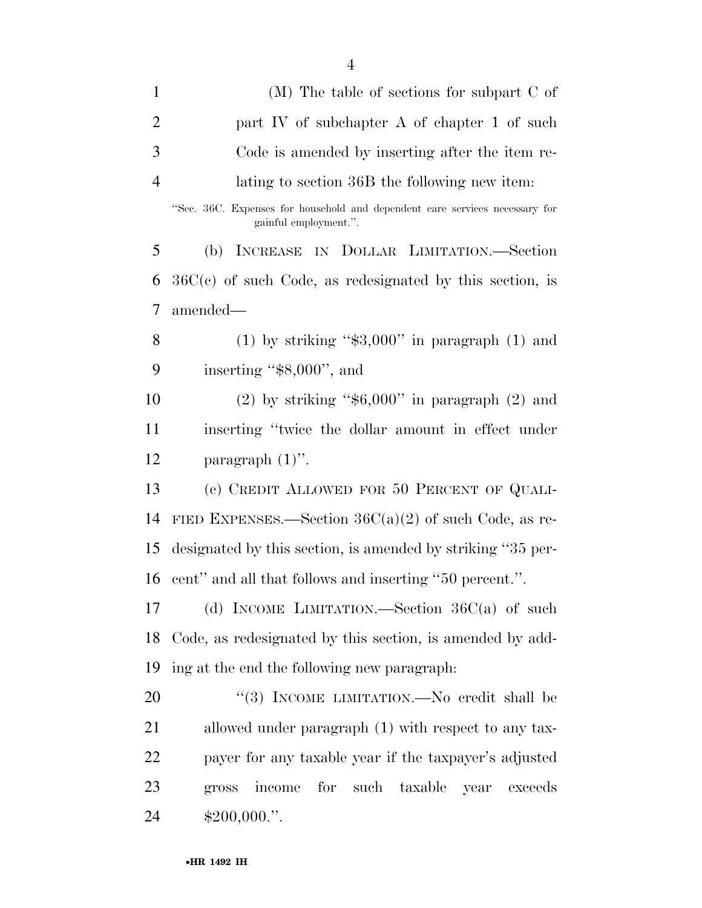(M) The table of sections for subpart C of part IV of subchapter A of chapter 1 of such Code is amended by inserting after the item relating to section 36B the following new item:

"Sec. 36C. Expenses for household and dependent care services necessary for gainful employment.".

(b) INCREASE IN DOLLAR LIMITATION.—Section 36C(c) of such Code, as redesignated by this section, is amended—

(1) by striking "$3,000" in paragraph (1) and inserting "$8,000", and

(2) by striking "$6,000" in paragraph (2) and inserting "twice the dollar amount in effect under paragraph (1)".

(c) CREDIT ALLOWED FOR 50 PERCENT OF QUALIFIED EXPENSES.—Section 36C(a)(2) of such Code, as redesignated by this section, is amended by striking "35 percent" and all that follows and inserting "50 percent.".

(d) INCOME LIMITATION.—Section 36C(a) of such Code, as redesignated by this section, is amended by adding at the end the following new paragraph:

"(3) INCOME LIMITATION.—No credit shall be allowed under paragraph (1) with respect to any taxpayer for any taxable year if the taxpayer's adjusted gross income for such taxable year exceeds $200,000.".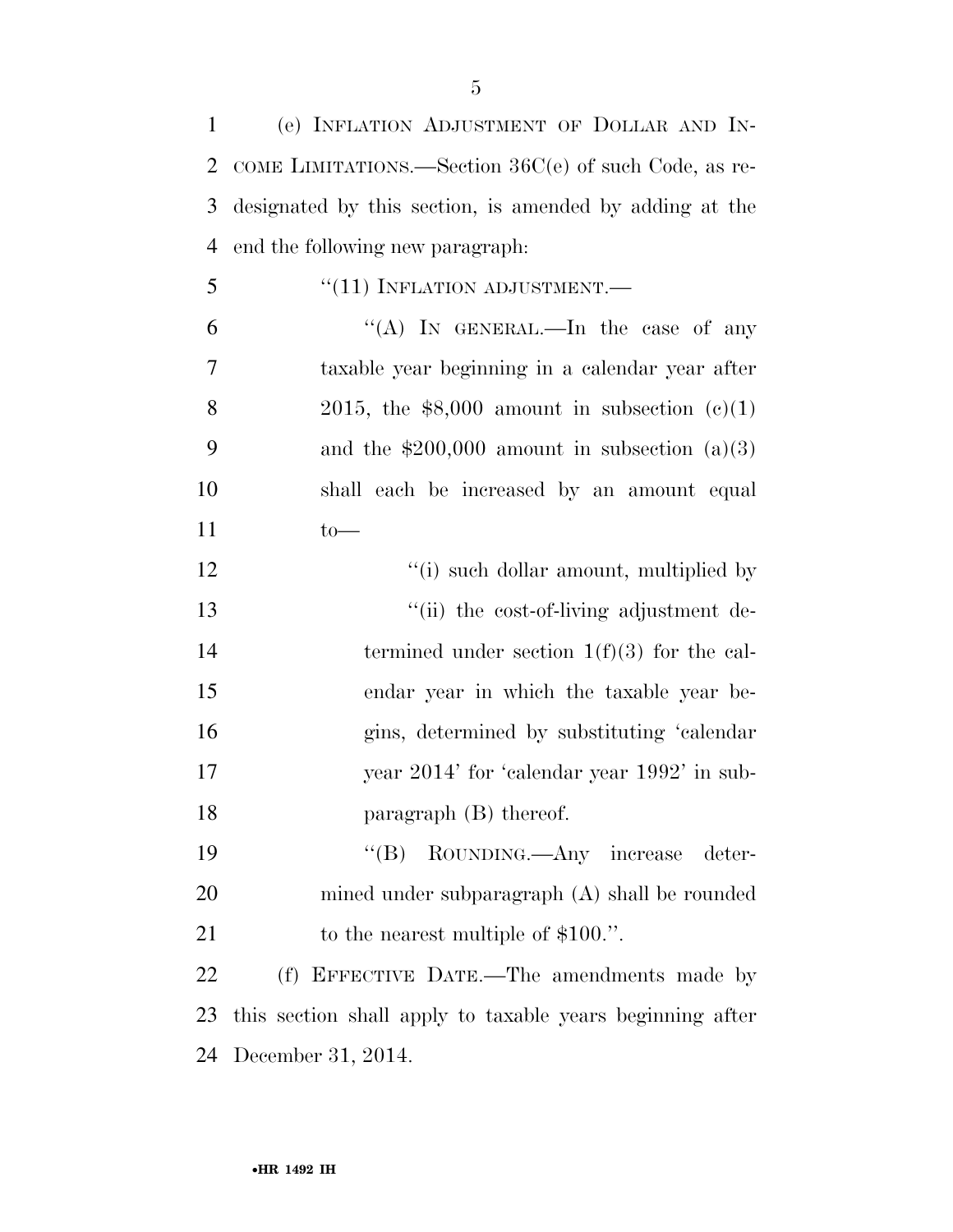(e) INFLATION ADJUSTMENT OF DOLLAR AND INCOME LIMITATIONS.—Section 36C(e) of such Code, as redesignated by this section, is amended by adding at the end the following new paragraph:

"(11) INFLATION ADJUSTMENT.—

"(A) IN GENERAL.—In the case of any taxable year beginning in a calendar year after 2015, the $8,000 amount in subsection (c)(1) and the $200,000 amount in subsection (a)(3) shall each be increased by an amount equal to—

"(i) such dollar amount, multiplied by

"(ii) the cost-of-living adjustment determined under section 1(f)(3) for the calendar year in which the taxable year begins, determined by substituting 'calendar year 2014' for 'calendar year 1992' in subparagraph (B) thereof.

"(B) ROUNDING.—Any increase determined under subparagraph (A) shall be rounded to the nearest multiple of $100.".

(f) EFFECTIVE DATE.—The amendments made by this section shall apply to taxable years beginning after December 31, 2014.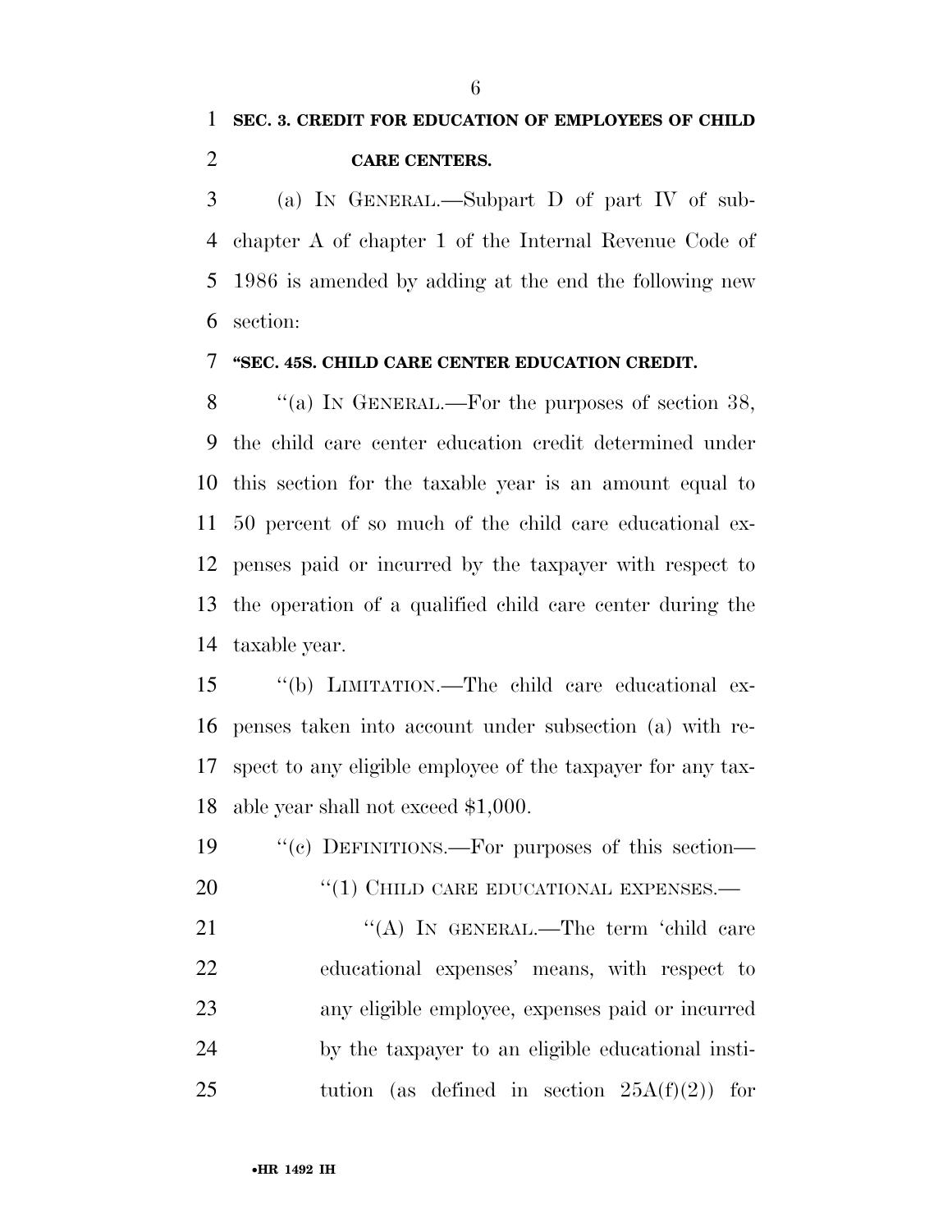**SEC. 3. CREDIT FOR EDUCATION OF EMPLOYEES OF CHILD CARE CENTERS.**

(a) IN GENERAL.—Subpart D of part IV of subchapter A of chapter 1 of the Internal Revenue Code of 1986 is amended by adding at the end the following new section:

**"SEC. 45S. CHILD CARE CENTER EDUCATION CREDIT.**

"(a) IN GENERAL.—For the purposes of section 38, the child care center education credit determined under this section for the taxable year is an amount equal to 50 percent of so much of the child care educational expenses paid or incurred by the taxpayer with respect to the operation of a qualified child care center during the taxable year.

"(b) LIMITATION.—The child care educational expenses taken into account under subsection (a) with respect to any eligible employee of the taxpayer for any taxable year shall not exceed $1,000.

"(c) DEFINITIONS.—For purposes of this section—

"(1) CHILD CARE EDUCATIONAL EXPENSES.—

"(A) IN GENERAL.—The term 'child care educational expenses' means, with respect to any eligible employee, expenses paid or incurred by the taxpayer to an eligible educational institution (as defined in section 25A(f)(2)) for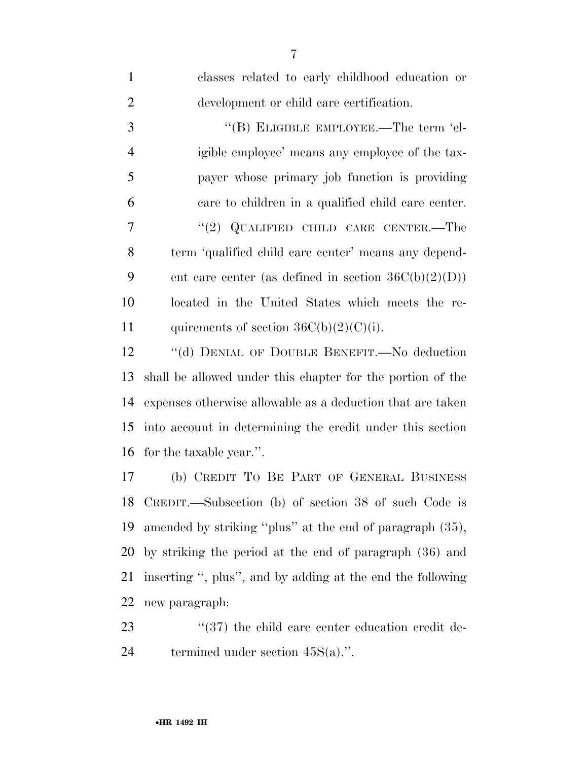classes related to early childhood education or development or child care certification.

"(B) ELIGIBLE EMPLOYEE.—The term 'eligible employee' means any employee of the taxpayer whose primary job function is providing care to children in a qualified child care center.

"(2) QUALIFIED CHILD CARE CENTER.—The term 'qualified child care center' means any dependent care center (as defined in section 36C(b)(2)(D)) located in the United States which meets the requirements of section 36C(b)(2)(C)(i).

"(d) DENIAL OF DOUBLE BENEFIT.—No deduction shall be allowed under this chapter for the portion of the expenses otherwise allowable as a deduction that are taken into account in determining the credit under this section for the taxable year.".

(b) CREDIT TO BE PART OF GENERAL BUSINESS CREDIT.—Subsection (b) of section 38 of such Code is amended by striking "plus" at the end of paragraph (35), by striking the period at the end of paragraph (36) and inserting ", plus", and by adding at the end the following new paragraph:

"(37) the child care center education credit determined under section 45S(a).".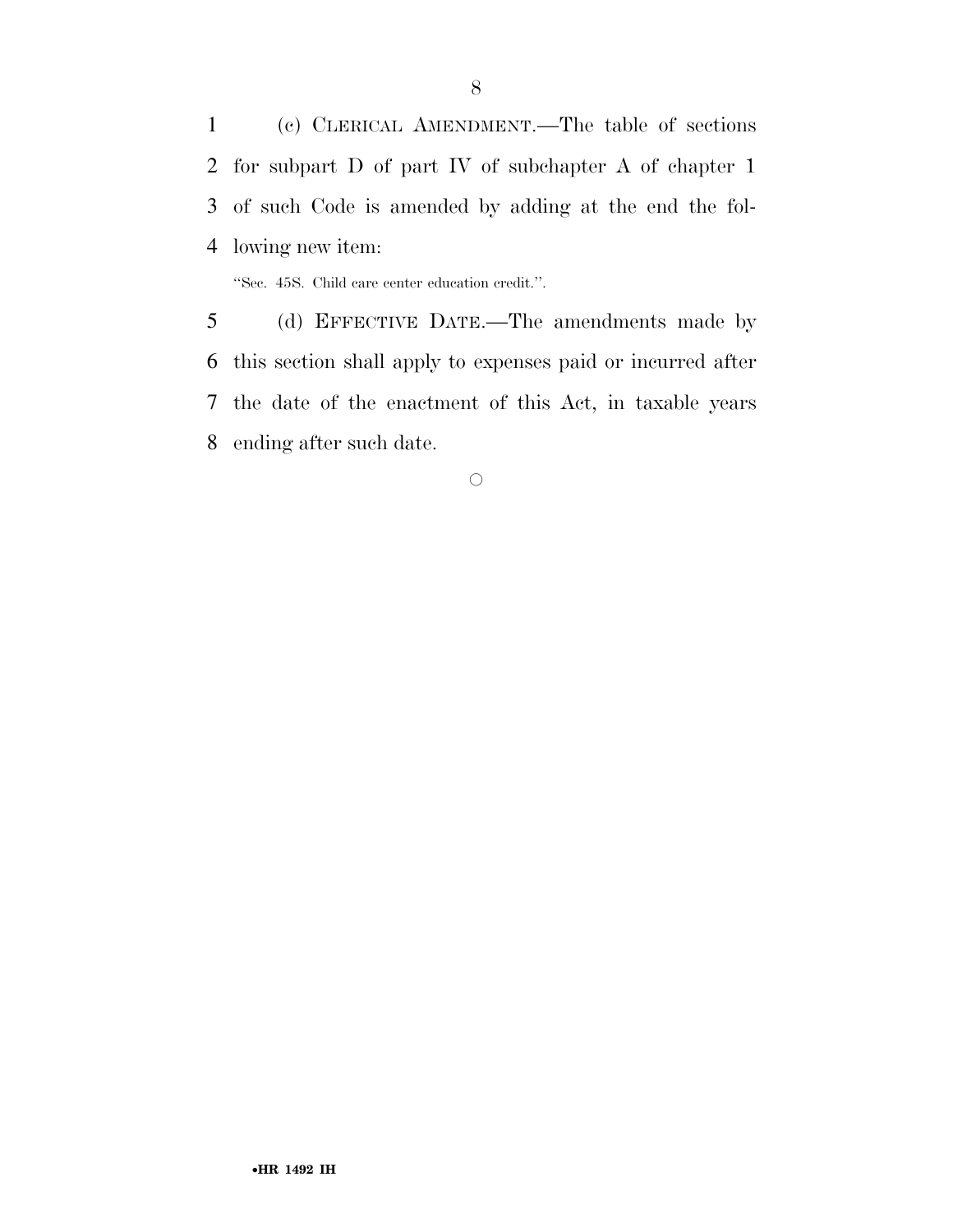(c) CLERICAL AMENDMENT.—The table of sections for subpart D of part IV of subchapter A of chapter 1 of such Code is amended by adding at the end the following new item:

"Sec. 45S. Child care center education credit.".

(d) EFFECTIVE DATE.—The amendments made by this section shall apply to expenses paid or incurred after the date of the enactment of this Act, in taxable years ending after such date.